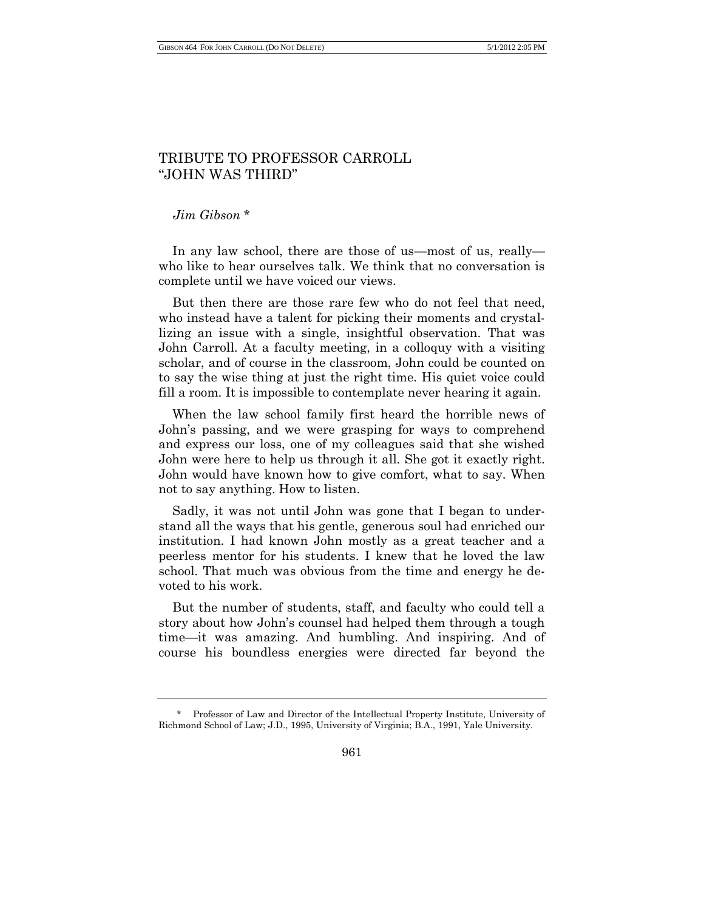# TRIBUTE TO PROFESSOR CARROLL
# "JOHN WAS THIRD"

*Jim Gibson* *

In any law school, there are those of us—most of us, really—who like to hear ourselves talk. We think that no conversation is complete until we have voiced our views.

But then there are those rare few who do not feel that need, who instead have a talent for picking their moments and crystallizing an issue with a single, insightful observation. That was John Carroll. At a faculty meeting, in a colloquy with a visiting scholar, and of course in the classroom, John could be counted on to say the wise thing at just the right time. His quiet voice could fill a room. It is impossible to contemplate never hearing it again.

When the law school family first heard the horrible news of John's passing, and we were grasping for ways to comprehend and express our loss, one of my colleagues said that she wished John were here to help us through it all. She got it exactly right. John would have known how to give comfort, what to say. When not to say anything. How to listen.

Sadly, it was not until John was gone that I began to understand all the ways that his gentle, generous soul had enriched our institution. I had known John mostly as a great teacher and a peerless mentor for his students. I knew that he loved the law school. That much was obvious from the time and energy he devoted to his work.

But the number of students, staff, and faculty who could tell a story about how John's counsel had helped them through a tough time—it was amazing. And humbling. And inspiring. And of course his boundless energies were directed far beyond the

---

\* Professor of Law and Director of the Intellectual Property Institute, University of Richmond School of Law; J.D., 1995, University of Virginia; B.A., 1991, Yale University.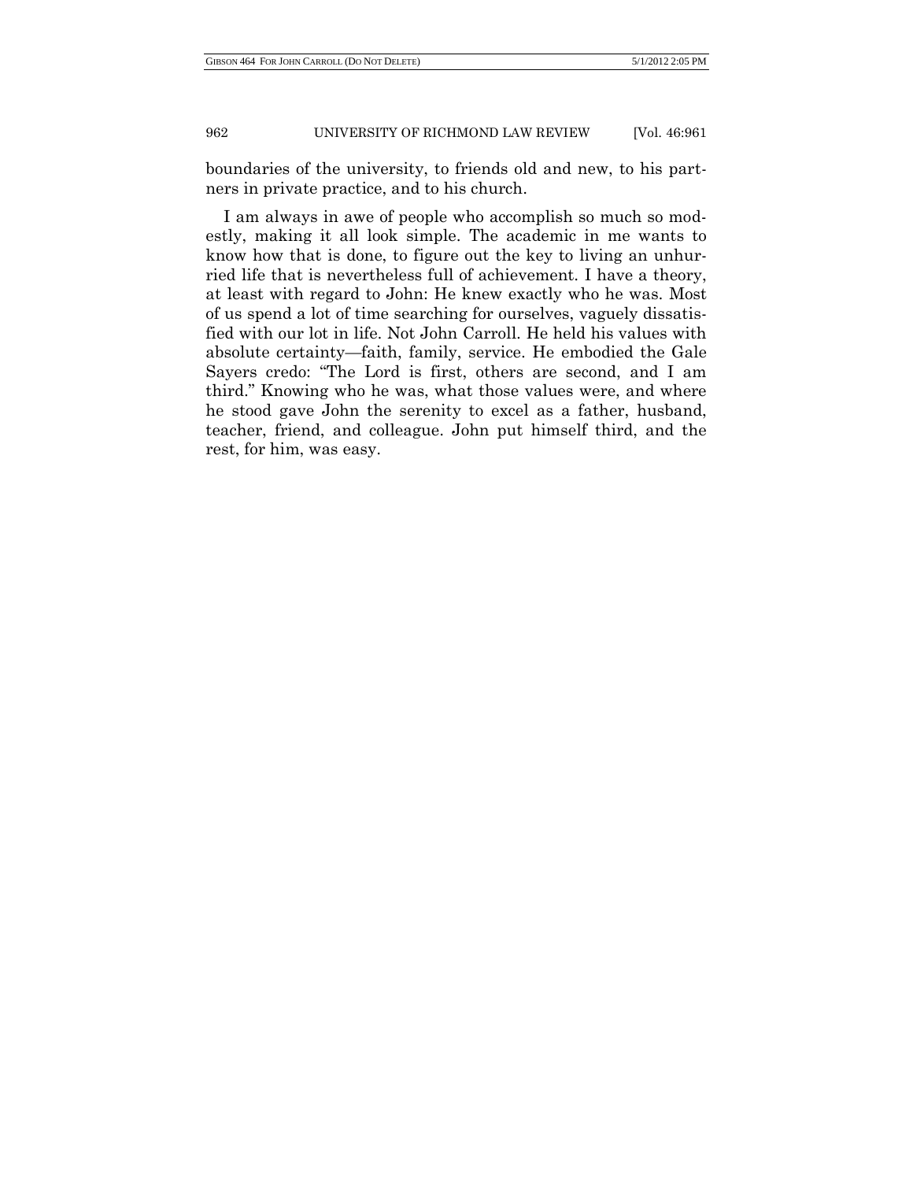boundaries of the university, to friends old and new, to his partners in private practice, and to his church.

I am always in awe of people who accomplish so much so modestly, making it all look simple. The academic in me wants to know how that is done, to figure out the key to living an unhurried life that is nevertheless full of achievement. I have a theory, at least with regard to John: He knew exactly who he was. Most of us spend a lot of time searching for ourselves, vaguely dissatisfied with our lot in life. Not John Carroll. He held his values with absolute certainty—faith, family, service. He embodied the Gale Sayers credo: "The Lord is first, others are second, and I am third." Knowing who he was, what those values were, and where he stood gave John the serenity to excel as a father, husband, teacher, friend, and colleague. John put himself third, and the rest, for him, was easy.